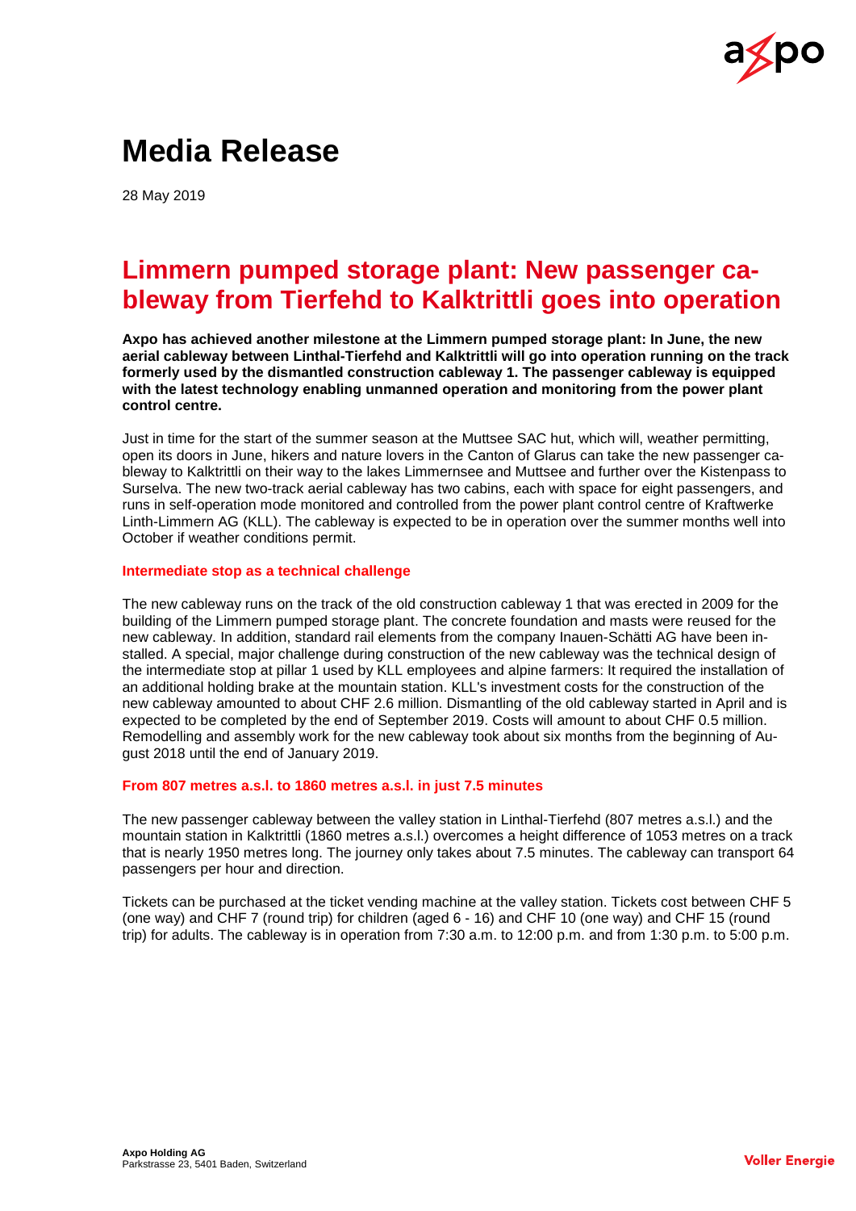# Media Release

28 May 2019

## Limmern pumped storage plant: New passenger cableway from Tierfehd to Kalktrittli goes into operation

**Axpo has achieved another milestone at the Limmern pumped storage plant: In June, the new aerial cableway between Linthal-Tierfehd and Kalktrittli will go into operation running on the track formerly used by the dismantled construction cableway 1. The passenger cableway is equipped with the latest technology enabling unmanned operation and monitoring from the power plant control centre.**

Just in time for the start of the summer season at the Muttsee SAC hut, which will, weather permitting, open its doors in June, hikers and nature lovers in the Canton of Glarus can take the new passenger cableway to Kalktrittli on their way to the lakes Limmernsee and Muttsee and further over the Kistenpass to Surselva. The new two-track aerial cableway has two cabins, each with space for eight passengers, and runs in self-operation mode monitored and controlled from the power plant control centre of Kraftwerke Linth-Limmern AG (KLL). The cableway is expected to be in operation over the summer months well into October if weather conditions permit.

### Intermediate stop as a technical challenge

The new cableway runs on the track of the old construction cableway 1 that was erected in 2009 for the building of the Limmern pumped storage plant. The concrete foundation and masts were reused for the new cableway. In addition, standard rail elements from the company Inauen-Schätti AG have been installed. A special, major challenge during construction of the new cableway was the technical design of the intermediate stop at pillar 1 used by KLL employees and alpine farmers: It required the installation of an additional holding brake at the mountain station. KLL's investment costs for the construction of the new cableway amounted to about CHF 2.6 million. Dismantling of the old cableway started in April and is expected to be completed by the end of September 2019. Costs will amount to about CHF 0.5 million. Remodelling and assembly work for the new cableway took about six months from the beginning of August 2018 until the end of January 2019.

### From 807 metres a.s.l. to 1860 metres a.s.l. in just 7.5 minutes

The new passenger cableway between the valley station in Linthal-Tierfehd (807 metres a.s.l.) and the mountain station in Kalktrittli (1860 metres a.s.l.) overcomes a height difference of 1053 metres on a track that is nearly 1950 metres long. The journey only takes about 7.5 minutes. The cableway can transport 64 passengers per hour and direction.

Tickets can be purchased at the ticket vending machine at the valley station. Tickets cost between CHF 5 (one way) and CHF 7 (round trip) for children (aged 6 - 16) and CHF 10 (one way) and CHF 15 (round trip) for adults. The cableway is in operation from 7:30 a.m. to 12:00 p.m. and from 1:30 p.m. to 5:00 p.m.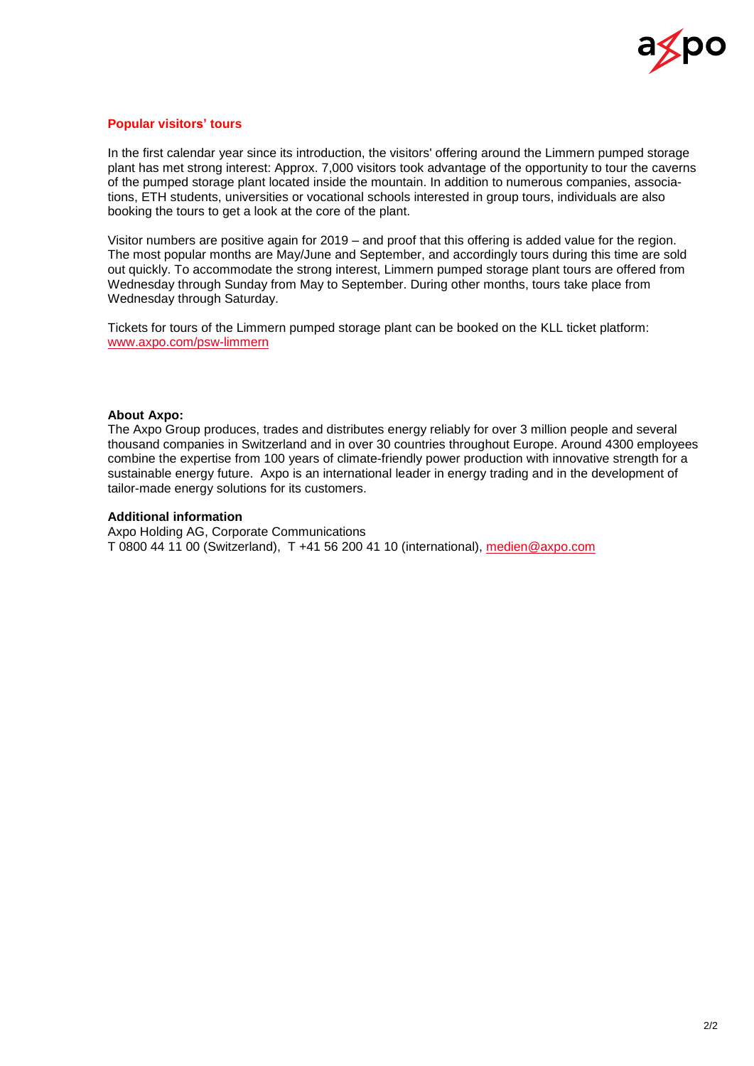## Popular visitors' tours

In the first calendar year since its introduction, the visitors' offering around the Limmern pumped storage plant has met strong interest: Approx. 7,000 visitors took advantage of the opportunity to tour the caverns of the pumped storage plant located inside the mountain. In addition to numerous companies, associations, ETH students, universities or vocational schools interested in group tours, individuals are also booking the tours to get a look at the core of the plant.

Visitor numbers are positive again for 2019 – and proof that this offering is added value for the region. The most popular months are May/June and September, and accordingly tours during this time are sold out quickly. To accommodate the strong interest, Limmern pumped storage plant tours are offered from Wednesday through Sunday from May to September. During other months, tours take place from Wednesday through Saturday.

Tickets for tours of the Limmern pumped storage plant can be booked on the KLL ticket platform: [www.axpo.com/psw-limmern](www.axpo.com/psw-limmern)

**About Axpo:**
The Axpo Group produces, trades and distributes energy reliably for over 3 million people and several thousand companies in Switzerland and in over 30 countries throughout Europe. Around 4300 employees combine the expertise from 100 years of climate-friendly power production with innovative strength for a sustainable energy future. Axpo is an international leader in energy trading and in the development of tailor-made energy solutions for its customers.

**Additional information**
Axpo Holding AG, Corporate Communications
T 0800 44 11 00 (Switzerland), T +41 56 200 41 10 (international), [medien@axpo.com](mailto:medien@axpo.com)